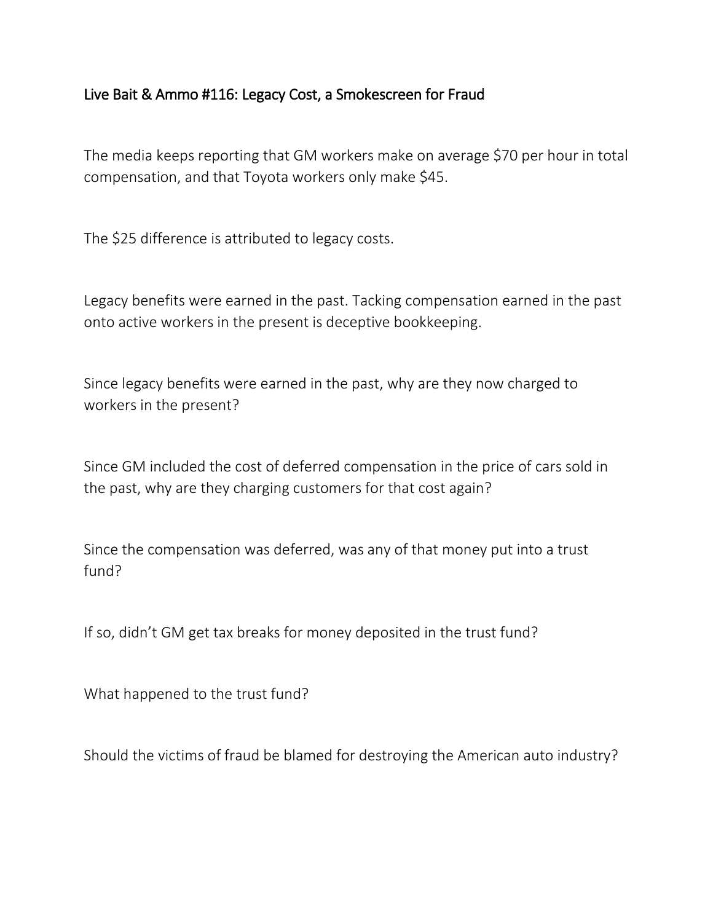# Live Bait & Ammo #116: Legacy Cost, a Smokescreen for Fraud

The media keeps reporting that GM workers make on average $70 per hour in total compensation, and that Toyota workers only make $45.

The $25 difference is attributed to legacy costs.

Legacy benefits were earned in the past. Tacking compensation earned in the past onto active workers in the present is deceptive bookkeeping.

Since legacy benefits were earned in the past, why are they now charged to workers in the present?

Since GM included the cost of deferred compensation in the price of cars sold in the past, why are they charging customers for that cost again?

Since the compensation was deferred, was any of that money put into a trust fund?

If so, didn't GM get tax breaks for money deposited in the trust fund?

What happened to the trust fund?

Should the victims of fraud be blamed for destroying the American auto industry?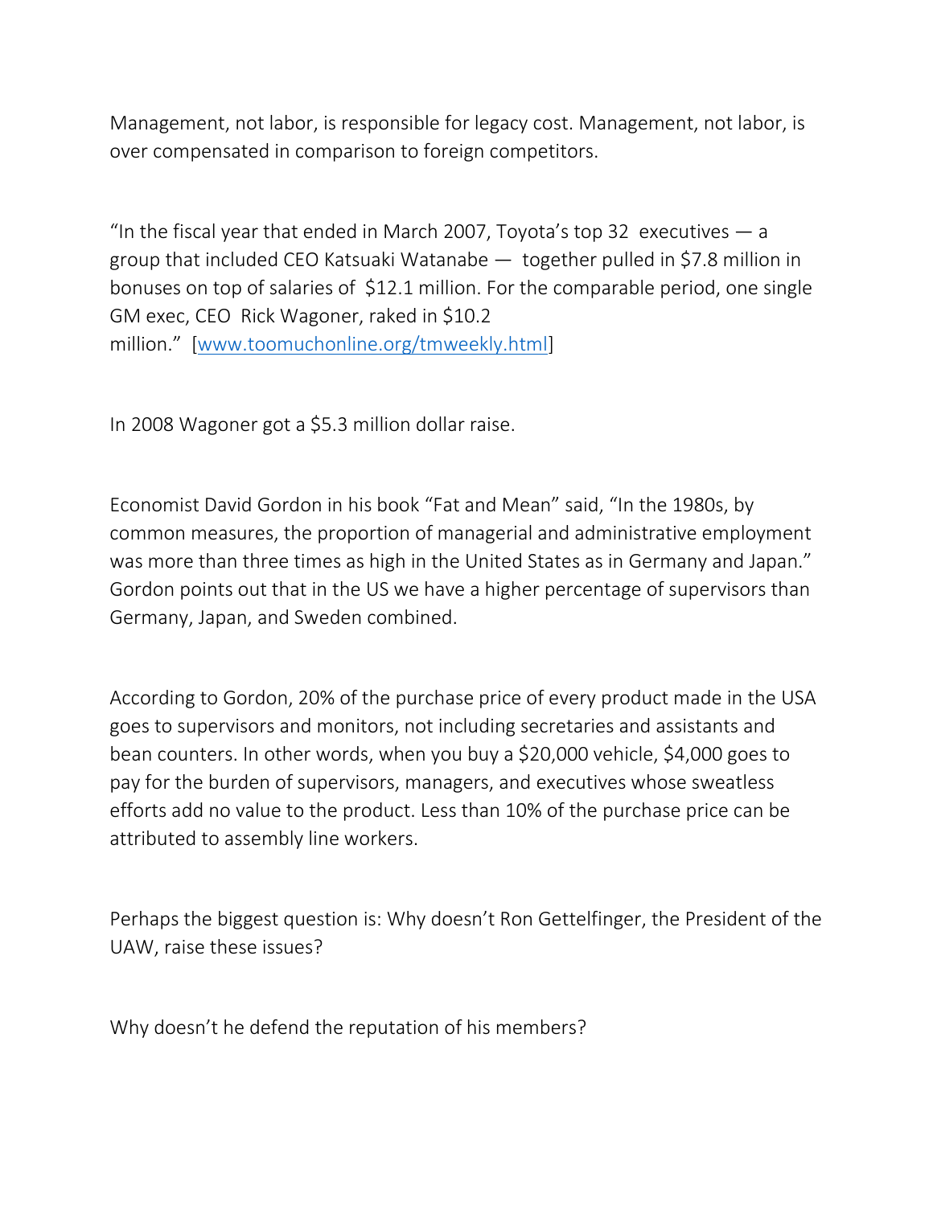Management, not labor, is responsible for legacy cost. Management, not labor, is over compensated in comparison to foreign competitors.

"In the fiscal year that ended in March 2007, Toyota's top 32 executives — a group that included CEO Katsuaki Watanabe — together pulled in $7.8 million in bonuses on top of salaries of $12.1 million. For the comparable period, one single GM exec, CEO Rick Wagoner, raked in $10.2 million." [www.toomuchonline.org/tmweekly.html]

In 2008 Wagoner got a $5.3 million dollar raise.

Economist David Gordon in his book "Fat and Mean" said, "In the 1980s, by common measures, the proportion of managerial and administrative employment was more than three times as high in the United States as in Germany and Japan." Gordon points out that in the US we have a higher percentage of supervisors than Germany, Japan, and Sweden combined.

According to Gordon, 20% of the purchase price of every product made in the USA goes to supervisors and monitors, not including secretaries and assistants and bean counters. In other words, when you buy a $20,000 vehicle, $4,000 goes to pay for the burden of supervisors, managers, and executives whose sweatless efforts add no value to the product. Less than 10% of the purchase price can be attributed to assembly line workers.

Perhaps the biggest question is: Why doesn't Ron Gettelfinger, the President of the UAW, raise these issues?

Why doesn't he defend the reputation of his members?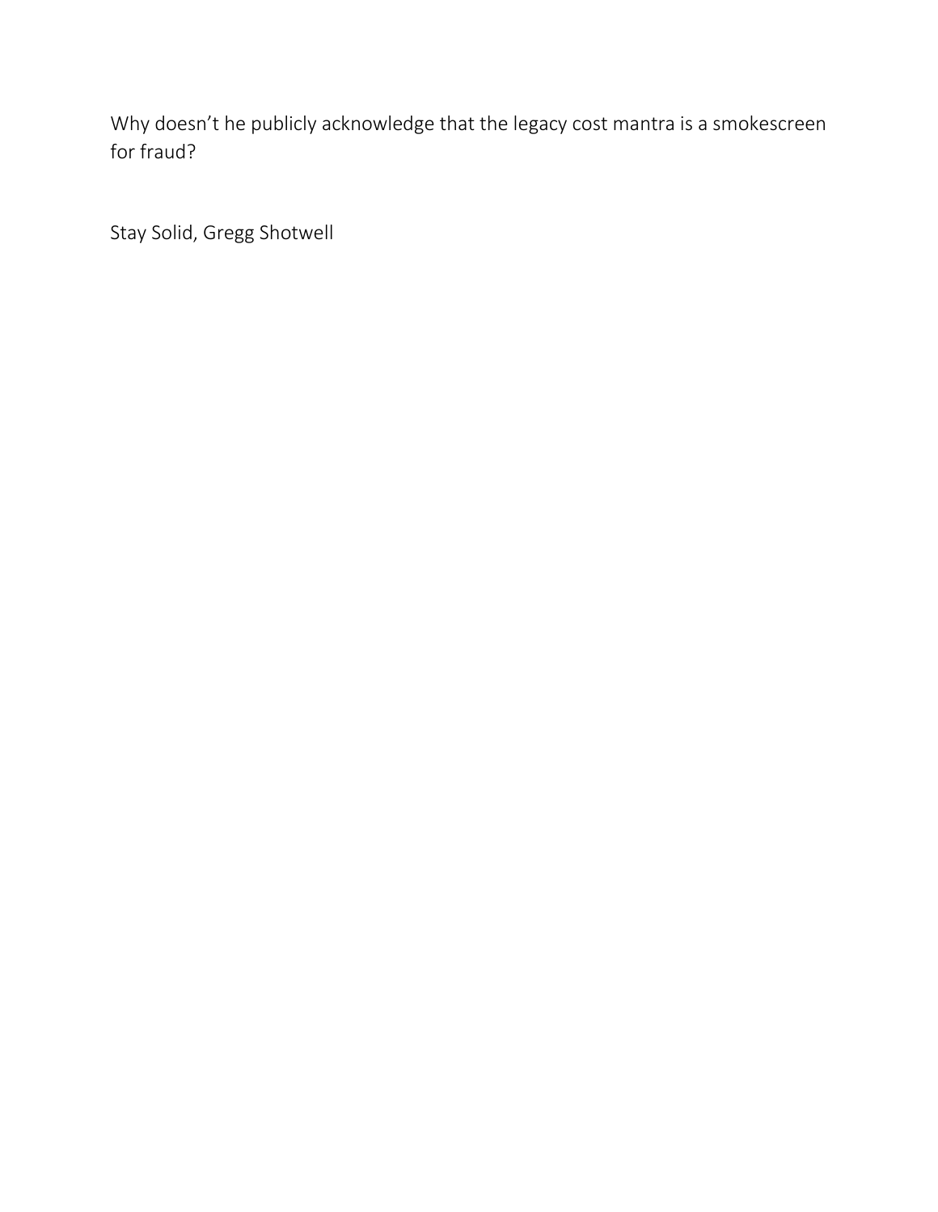Why doesn’t he publicly acknowledge that the legacy cost mantra is a smokescreen for fraud?

Stay Solid, Gregg Shotwell